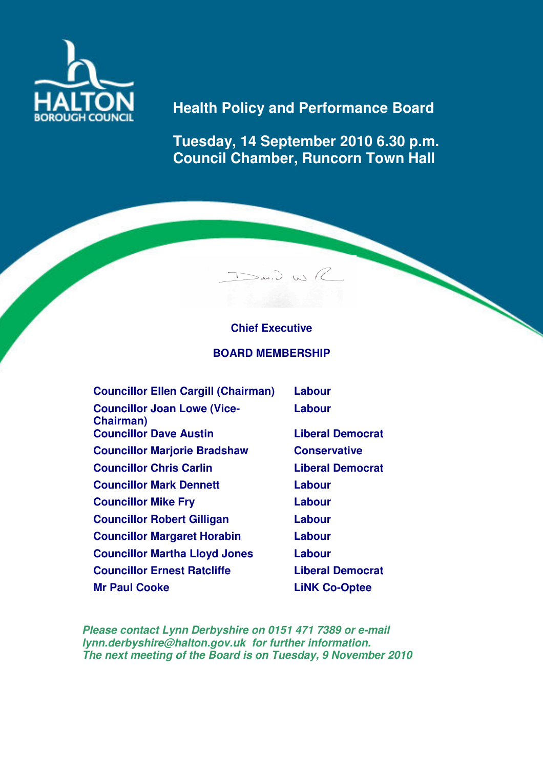HALTON BOROUGH COUNCIL

# Health Policy and Performance Board

## Tuesday, 14 September 2010 6.30 p.m.
## Council Chamber, Runcorn Town Hall

**Chief Executive**

**BOARD MEMBERSHIP**

| | |
|---|---|
| Councillor Ellen Cargill (Chairman) | Labour |
| Councillor Joan Lowe (Vice-Chairman) | Labour |
| Councillor Dave Austin | Liberal Democrat |
| Councillor Marjorie Bradshaw | Conservative |
| Councillor Chris Carlin | Liberal Democrat |
| Councillor Mark Dennett | Labour |
| Councillor Mike Fry | Labour |
| Councillor Robert Gilligan | Labour |
| Councillor Margaret Horabin | Labour |
| Councillor Martha Lloyd Jones | Labour |
| Councillor Ernest Ratcliffe | Liberal Democrat |
| Mr Paul Cooke | LiNK Co-Optee |

*Please contact Lynn Derbyshire on 0151 471 7389 or e-mail lynn.derbyshire@halton.gov.uk for further information.*
*The next meeting of the Board is on Tuesday, 9 November 2010*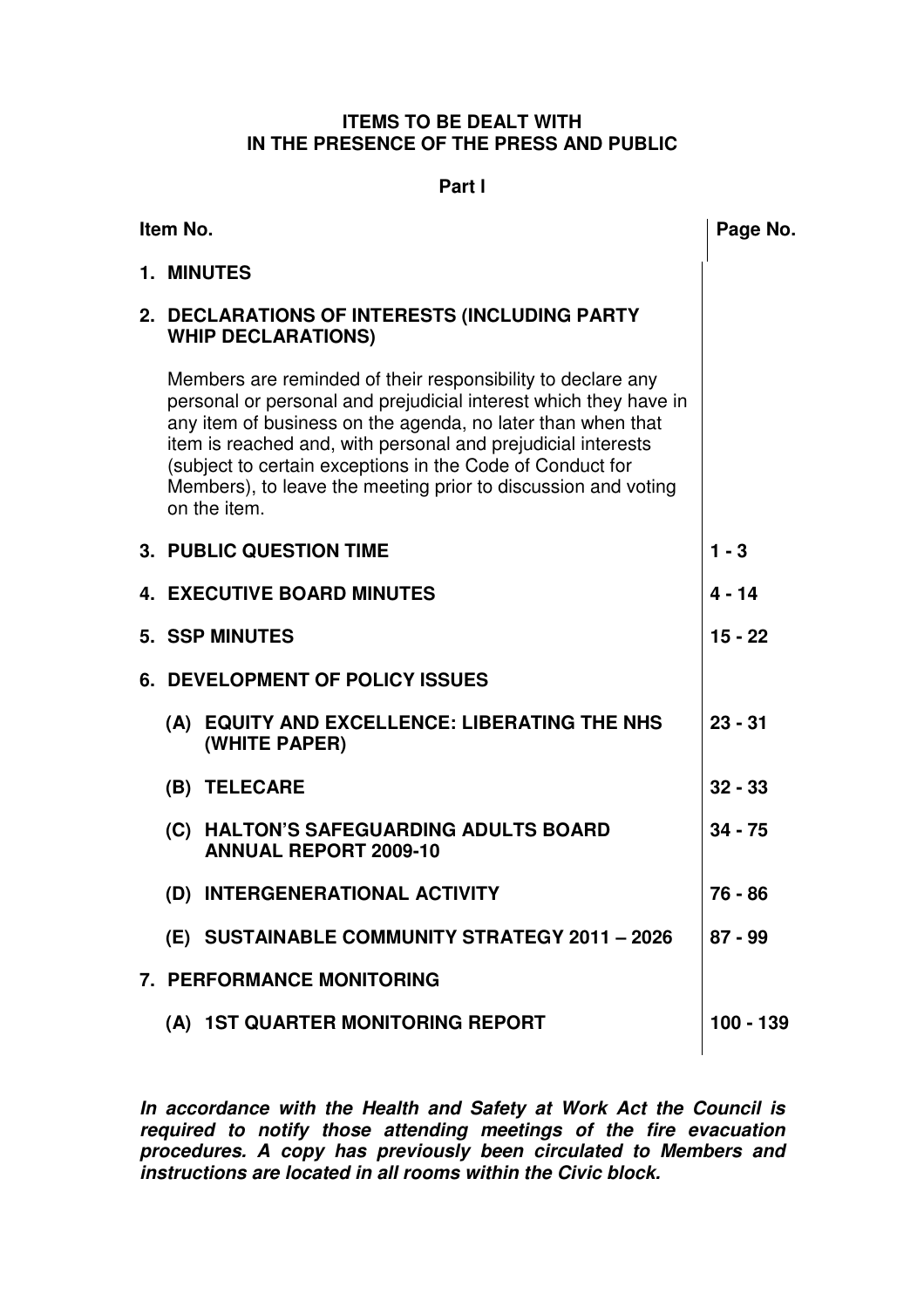**ITEMS TO BE DEALT WITH IN THE PRESENCE OF THE PRESS AND PUBLIC**

**Part I**

| Item No. | Page No. |
|---|---|
| **1. MINUTES** | |
| **2. DECLARATIONS OF INTERESTS (INCLUDING PARTY WHIP DECLARATIONS)**<br><br>Members are reminded of their responsibility to declare any personal or personal and prejudicial interest which they have in any item of business on the agenda, no later than when that item is reached and, with personal and prejudicial interests (subject to certain exceptions in the Code of Conduct for Members), to leave the meeting prior to discussion and voting on the item. | |
| **3. PUBLIC QUESTION TIME** | **1 - 3** |
| **4. EXECUTIVE BOARD MINUTES** | **4 - 14** |
| **5. SSP MINUTES** | **15 - 22** |
| **6. DEVELOPMENT OF POLICY ISSUES** | |
| **(A) EQUITY AND EXCELLENCE: LIBERATING THE NHS (WHITE PAPER)** | **23 - 31** |
| **(B) TELECARE** | **32 - 33** |
| **(C) HALTON'S SAFEGUARDING ADULTS BOARD ANNUAL REPORT 2009-10** | **34 - 75** |
| **(D) INTERGENERATIONAL ACTIVITY** | **76 - 86** |
| **(E) SUSTAINABLE COMMUNITY STRATEGY 2011 – 2026** | **87 - 99** |
| **7. PERFORMANCE MONITORING** | |
| **(A) 1ST QUARTER MONITORING REPORT** | **100 - 139** |

***In accordance with the Health and Safety at Work Act the Council is required to notify those attending meetings of the fire evacuation procedures. A copy has previously been circulated to Members and instructions are located in all rooms within the Civic block.***